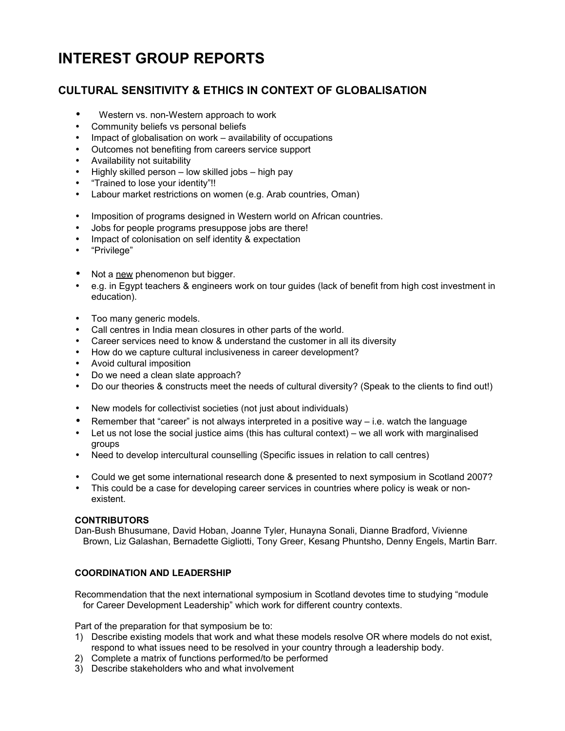# INTEREST GROUP REPORTS

## CULTURAL SENSITIVITY & ETHICS IN CONTEXT OF GLOBALISATION

- Western vs. non-Western approach to work
- Community beliefs vs personal beliefs
- Impact of globalisation on work – availability of occupations
- Outcomes not benefiting from careers service support
- Availability not suitability
- Highly skilled person – low skilled jobs – high pay
- "Trained to lose your identity"!!
- Labour market restrictions on women (e.g. Arab countries, Oman)

- Imposition of programs designed in Western world on African countries.
- Jobs for people programs presuppose jobs are there!
- Impact of colonisation on self identity & expectation
- "Privilege"

- Not a <u>new</u> phenomenon but bigger.
- e.g. in Egypt teachers & engineers work on tour guides (lack of benefit from high cost investment in education).

- Too many generic models.
- Call centres in India mean closures in other parts of the world.
- Career services need to know & understand the customer in all its diversity
- How do we capture cultural inclusiveness in career development?
- Avoid cultural imposition
- Do we need a clean slate approach?
- Do our theories & constructs meet the needs of cultural diversity? (Speak to the clients to find out!)

- New models for collectivist societies (not just about individuals)
- Remember that "career" is not always interpreted in a positive way – i.e. watch the language
- Let us not lose the social justice aims (this has cultural context) – we all work with marginalised groups
- Need to develop intercultural counselling (Specific issues in relation to call centres)

- Could we get some international research done & presented to next symposium in Scotland 2007?
- This could be a case for developing career services in countries where policy is weak or non-existent.

**CONTRIBUTORS**

Dan-Bush Bhusumane, David Hoban, Joanne Tyler, Hunayna Sonali, Dianne Bradford, Vivienne Brown, Liz Galashan, Bernadette Gigliotti, Tony Greer, Kesang Phuntsho, Denny Engels, Martin Barr.

**COORDINATION AND LEADERSHIP**

Recommendation that the next international symposium in Scotland devotes time to studying "module for Career Development Leadership" which work for different country contexts.

Part of the preparation for that symposium be to:

1) Describe existing models that work and what these models resolve OR where models do not exist, respond to what issues need to be resolved in your country through a leadership body.
2) Complete a matrix of functions performed/to be performed
3) Describe stakeholders who and what involvement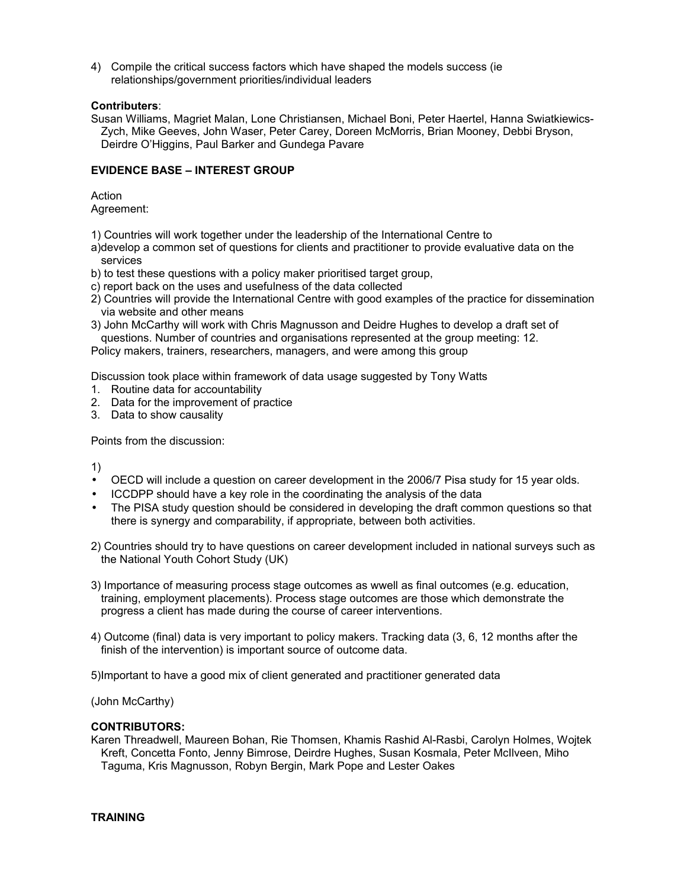4) Compile the critical success factors which have shaped the models success (ie relationships/government priorities/individual leaders

**Contributers**:
Susan Williams, Magriet Malan, Lone Christiansen, Michael Boni, Peter Haertel, Hanna Swiatkiewics-Zych, Mike Geeves, John Waser, Peter Carey, Doreen McMorris, Brian Mooney, Debbi Bryson, Deirdre O'Higgins, Paul Barker and Gundega Pavare

**EVIDENCE BASE – INTEREST GROUP**

Action
Agreement:

1) Countries will work together under the leadership of the International Centre to
a)develop a common set of questions for clients and practitioner to provide evaluative data on the services
b) to test these questions with a policy maker prioritised target group,
c) report back on the uses and usefulness of the data collected
2) Countries will provide the International Centre with good examples of the practice for dissemination via website and other means
3) John McCarthy will work with Chris Magnusson and Deidre Hughes to develop a draft set of questions. Number of countries and organisations represented at the group meeting: 12.
Policy makers, trainers, researchers, managers, and were among this group

Discussion took place within framework of data usage suggested by Tony Watts
1. Routine data for accountability
2. Data for the improvement of practice
3. Data to show causality

Points from the discussion:

1)
- OECD will include a question on career development in the 2006/7 Pisa study for 15 year olds.
- ICCDPP should have a key role in the coordinating the analysis of the data
- The PISA study question should be considered in developing the draft common questions so that there is synergy and comparability, if appropriate, between both activities.

2) Countries should try to have questions on career development included in national surveys such as the National Youth Cohort Study (UK)

3) Importance of measuring process stage outcomes as wwell as final outcomes (e.g. education, training, employment placements). Process stage outcomes are those which demonstrate the progress a client has made during the course of career interventions.

4) Outcome (final) data is very important to policy makers. Tracking data (3, 6, 12 months after the finish of the intervention) is important source of outcome data.

5)Important to have a good mix of client generated and practitioner generated data

(John McCarthy)

**CONTRIBUTORS:**
Karen Threadwell, Maureen Bohan, Rie Thomsen, Khamis Rashid Al-Rasbi, Carolyn Holmes, Wojtek Kreft, Concetta Fonto, Jenny Bimrose, Deirdre Hughes, Susan Kosmala, Peter McIlveen, Miho Taguma, Kris Magnusson, Robyn Bergin, Mark Pope and Lester Oakes

**TRAINING**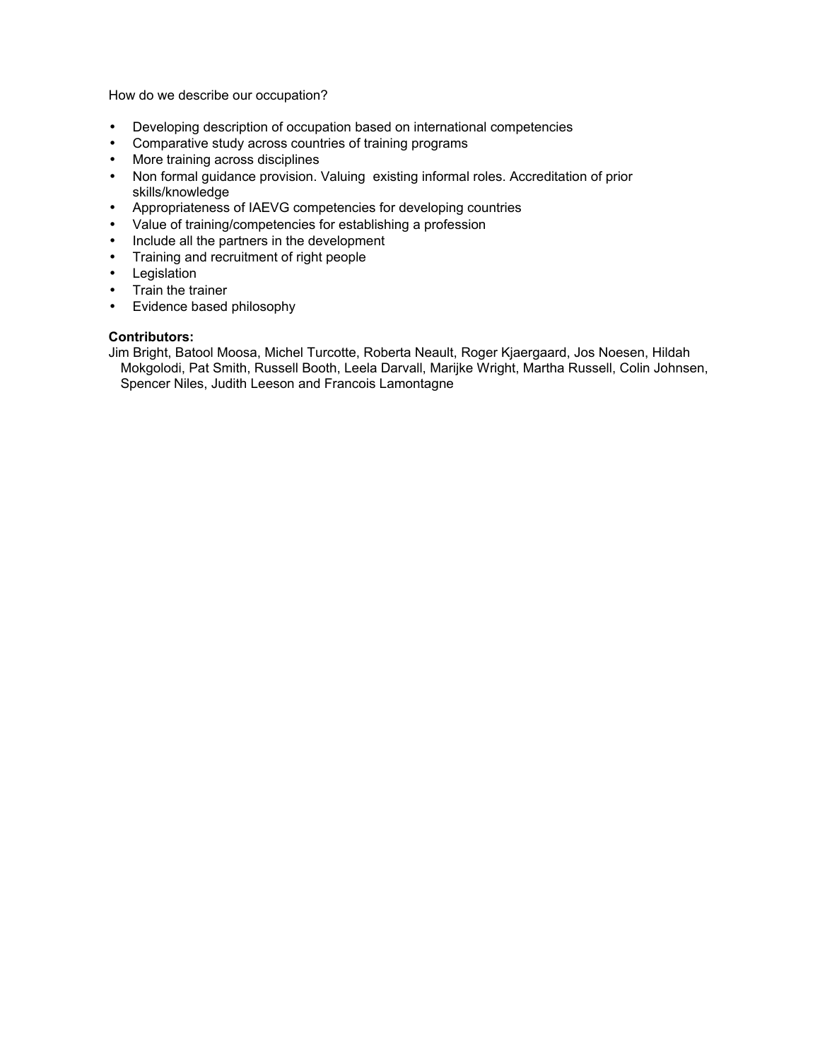How do we describe our occupation?

- Developing description of occupation based on international competencies
- Comparative study across countries of training programs
- More training across disciplines
- Non formal guidance provision. Valuing existing informal roles. Accreditation of prior skills/knowledge
- Appropriateness of IAEVG competencies for developing countries
- Value of training/competencies for establishing a profession
- Include all the partners in the development
- Training and recruitment of right people
- Legislation
- Train the trainer
- Evidence based philosophy

**Contributors:**
Jim Bright, Batool Moosa, Michel Turcotte, Roberta Neault, Roger Kjaergaard, Jos Noesen, Hildah Mokgolodi, Pat Smith, Russell Booth, Leela Darvall, Marijke Wright, Martha Russell, Colin Johnsen, Spencer Niles, Judith Leeson and Francois Lamontagne